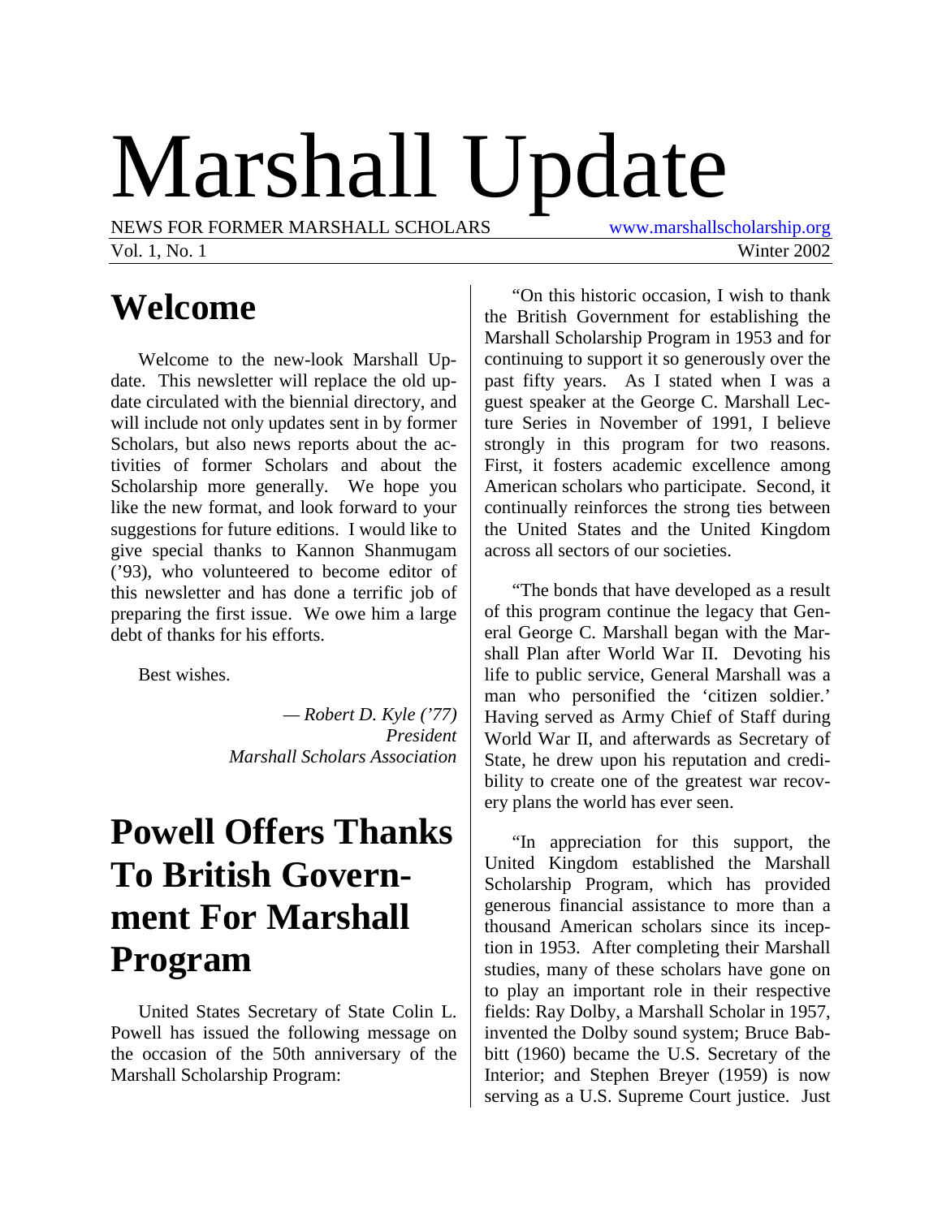# Marshall Update

NEWS FOR FORMER MARSHALL SCHOLARS www.marshallscholarship.org

Vol. 1, No. 1 Winter 2002

## Welcome

Welcome to the new-look Marshall Update. This newsletter will replace the old update circulated with the biennial directory, and will include not only updates sent in by former Scholars, but also news reports about the activities of former Scholars and about the Scholarship more generally. We hope you like the new format, and look forward to your suggestions for future editions. I would like to give special thanks to Kannon Shanmugam ('93), who volunteered to become editor of this newsletter and has done a terrific job of preparing the first issue. We owe him a large debt of thanks for his efforts.

Best wishes.

*— Robert D. Kyle ('77)*
*President*
*Marshall Scholars Association*

## Powell Offers Thanks To British Government For Marshall Program

United States Secretary of State Colin L. Powell has issued the following message on the occasion of the 50th anniversary of the Marshall Scholarship Program:

"On this historic occasion, I wish to thank the British Government for establishing the Marshall Scholarship Program in 1953 and for continuing to support it so generously over the past fifty years. As I stated when I was a guest speaker at the George C. Marshall Lecture Series in November of 1991, I believe strongly in this program for two reasons. First, it fosters academic excellence among American scholars who participate. Second, it continually reinforces the strong ties between the United States and the United Kingdom across all sectors of our societies.

"The bonds that have developed as a result of this program continue the legacy that General George C. Marshall began with the Marshall Plan after World War II. Devoting his life to public service, General Marshall was a man who personified the 'citizen soldier.' Having served as Army Chief of Staff during World War II, and afterwards as Secretary of State, he drew upon his reputation and credibility to create one of the greatest war recovery plans the world has ever seen.

"In appreciation for this support, the United Kingdom established the Marshall Scholarship Program, which has provided generous financial assistance to more than a thousand American scholars since its inception in 1953. After completing their Marshall studies, many of these scholars have gone on to play an important role in their respective fields: Ray Dolby, a Marshall Scholar in 1957, invented the Dolby sound system; Bruce Babbitt (1960) became the U.S. Secretary of the Interior; and Stephen Breyer (1959) is now serving as a U.S. Supreme Court justice. Just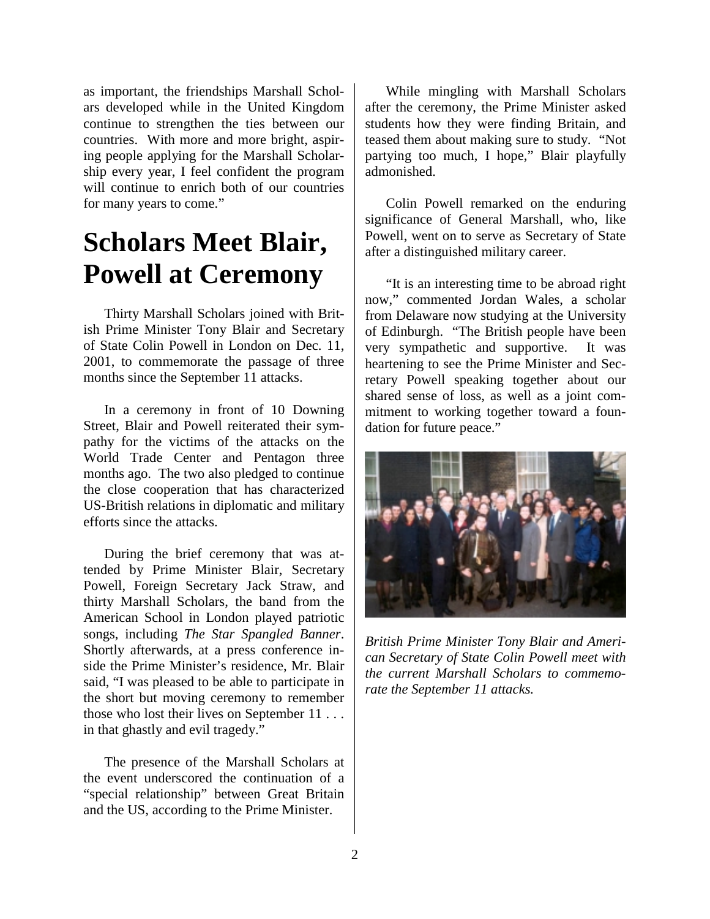as important, the friendships Marshall Scholars developed while in the United Kingdom continue to strengthen the ties between our countries. With more and more bright, aspiring people applying for the Marshall Scholarship every year, I feel confident the program will continue to enrich both of our countries for many years to come."

# Scholars Meet Blair, Powell at Ceremony

Thirty Marshall Scholars joined with British Prime Minister Tony Blair and Secretary of State Colin Powell in London on Dec. 11, 2001, to commemorate the passage of three months since the September 11 attacks.

In a ceremony in front of 10 Downing Street, Blair and Powell reiterated their sympathy for the victims of the attacks on the World Trade Center and Pentagon three months ago. The two also pledged to continue the close cooperation that has characterized US-British relations in diplomatic and military efforts since the attacks.

During the brief ceremony that was attended by Prime Minister Blair, Secretary Powell, Foreign Secretary Jack Straw, and thirty Marshall Scholars, the band from the American School in London played patriotic songs, including *The Star Spangled Banner*. Shortly afterwards, at a press conference inside the Prime Minister's residence, Mr. Blair said, "I was pleased to be able to participate in the short but moving ceremony to remember those who lost their lives on September 11 . . . in that ghastly and evil tragedy."

The presence of the Marshall Scholars at the event underscored the continuation of a "special relationship" between Great Britain and the US, according to the Prime Minister.

While mingling with Marshall Scholars after the ceremony, the Prime Minister asked students how they were finding Britain, and teased them about making sure to study. "Not partying too much, I hope," Blair playfully admonished.

Colin Powell remarked on the enduring significance of General Marshall, who, like Powell, went on to serve as Secretary of State after a distinguished military career.

"It is an interesting time to be abroad right now," commented Jordan Wales, a scholar from Delaware now studying at the University of Edinburgh. "The British people have been very sympathetic and supportive. It was heartening to see the Prime Minister and Secretary Powell speaking together about our shared sense of loss, as well as a joint commitment to working together toward a foundation for future peace."

*British Prime Minister Tony Blair and American Secretary of State Colin Powell meet with the current Marshall Scholars to commemorate the September 11 attacks.*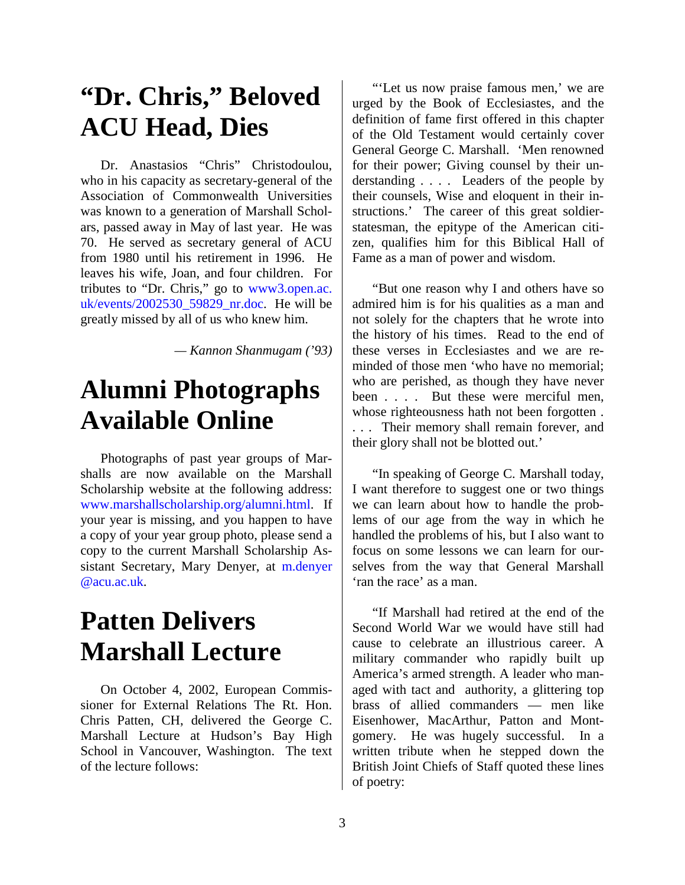# "Dr. Chris," Beloved ACU Head, Dies

Dr. Anastasios "Chris" Christodoulou, who in his capacity as secretary-general of the Association of Commonwealth Universities was known to a generation of Marshall Scholars, passed away in May of last year. He was 70. He served as secretary general of ACU from 1980 until his retirement in 1996. He leaves his wife, Joan, and four children. For tributes to "Dr. Chris," go to www3.open.ac.uk/events/2002530_59829_nr.doc. He will be greatly missed by all of us who knew him.

*— Kannon Shanmugam ('93)*

# Alumni Photographs Available Online

Photographs of past year groups of Marshalls are now available on the Marshall Scholarship website at the following address: www.marshallscholarship.org/alumni.html. If your year is missing, and you happen to have a copy of your year group photo, please send a copy to the current Marshall Scholarship Assistant Secretary, Mary Denyer, at m.denyer@acu.ac.uk.

# Patten Delivers Marshall Lecture

On October 4, 2002, European Commissioner for External Relations The Rt. Hon. Chris Patten, CH, delivered the George C. Marshall Lecture at Hudson's Bay High School in Vancouver, Washington. The text of the lecture follows:

"'Let us now praise famous men,' we are urged by the Book of Ecclesiastes, and the definition of fame first offered in this chapter of the Old Testament would certainly cover General George C. Marshall. 'Men renowned for their power; Giving counsel by their understanding . . . . Leaders of the people by their counsels, Wise and eloquent in their instructions.' The career of this great soldier-statesman, the epitype of the American citizen, qualifies him for this Biblical Hall of Fame as a man of power and wisdom.

"But one reason why I and others have so admired him is for his qualities as a man and not solely for the chapters that he wrote into the history of his times. Read to the end of these verses in Ecclesiastes and we are reminded of those men 'who have no memorial; who are perished, as though they have never been . . . . But these were merciful men, whose righteousness hath not been forgotten . . . . Their memory shall remain forever, and their glory shall not be blotted out.'

"In speaking of George C. Marshall today, I want therefore to suggest one or two things we can learn about how to handle the problems of our age from the way in which he handled the problems of his, but I also want to focus on some lessons we can learn for ourselves from the way that General Marshall 'ran the race' as a man.

"If Marshall had retired at the end of the Second World War we would have still had cause to celebrate an illustrious career. A military commander who rapidly built up America's armed strength. A leader who managed with tact and authority, a glittering top brass of allied commanders — men like Eisenhower, MacArthur, Patton and Montgomery. He was hugely successful. In a written tribute when he stepped down the British Joint Chiefs of Staff quoted these lines of poetry: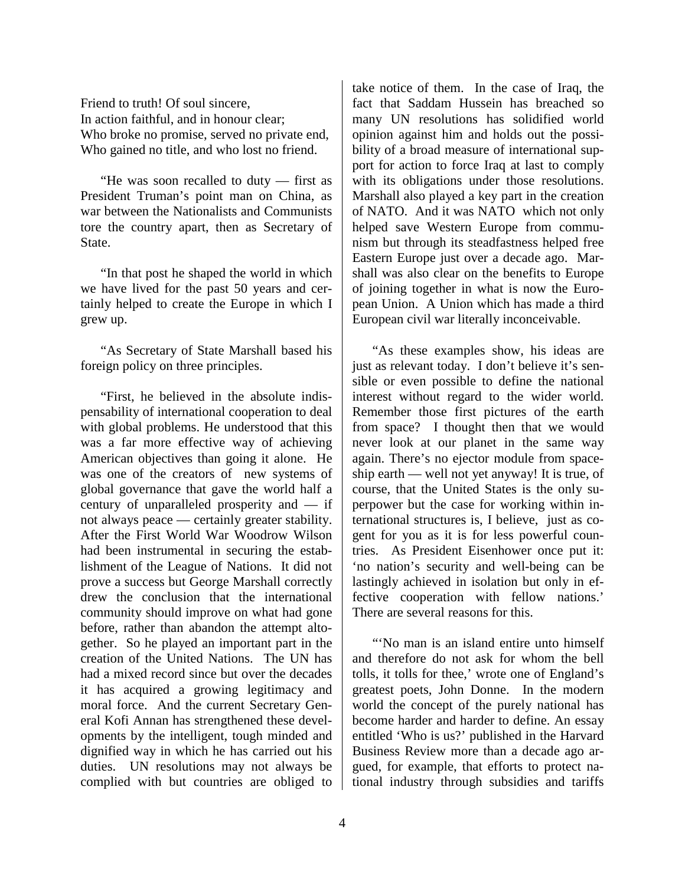Friend to truth! Of soul sincere,
In action faithful, and in honour clear;
Who broke no promise, served no private end,
Who gained no title, and who lost no friend.

"He was soon recalled to duty — first as President Truman's point man on China, as war between the Nationalists and Communists tore the country apart, then as Secretary of State.

"In that post he shaped the world in which we have lived for the past 50 years and certainly helped to create the Europe in which I grew up.

"As Secretary of State Marshall based his foreign policy on three principles.

"First, he believed in the absolute indispensability of international cooperation to deal with global problems. He understood that this was a far more effective way of achieving American objectives than going it alone. He was one of the creators of new systems of global governance that gave the world half a century of unparalleled prosperity and — if not always peace — certainly greater stability. After the First World War Woodrow Wilson had been instrumental in securing the establishment of the League of Nations. It did not prove a success but George Marshall correctly drew the conclusion that the international community should improve on what had gone before, rather than abandon the attempt altogether. So he played an important part in the creation of the United Nations. The UN has had a mixed record since but over the decades it has acquired a growing legitimacy and moral force. And the current Secretary General Kofi Annan has strengthened these developments by the intelligent, tough minded and dignified way in which he has carried out his duties. UN resolutions may not always be complied with but countries are obliged to take notice of them. In the case of Iraq, the fact that Saddam Hussein has breached so many UN resolutions has solidified world opinion against him and holds out the possibility of a broad measure of international support for action to force Iraq at last to comply with its obligations under those resolutions. Marshall also played a key part in the creation of NATO. And it was NATO which not only helped save Western Europe from communism but through its steadfastness helped free Eastern Europe just over a decade ago. Marshall was also clear on the benefits to Europe of joining together in what is now the European Union. A Union which has made a third European civil war literally inconceivable.

"As these examples show, his ideas are just as relevant today. I don't believe it's sensible or even possible to define the national interest without regard to the wider world. Remember those first pictures of the earth from space? I thought then that we would never look at our planet in the same way again. There's no ejector module from spaceship earth — well not yet anyway! It is true, of course, that the United States is the only superpower but the case for working within international structures is, I believe, just as cogent for you as it is for less powerful countries. As President Eisenhower once put it: 'no nation's security and well-being can be lastingly achieved in isolation but only in effective cooperation with fellow nations.' There are several reasons for this.

"'No man is an island entire unto himself and therefore do not ask for whom the bell tolls, it tolls for thee,' wrote one of England's greatest poets, John Donne. In the modern world the concept of the purely national has become harder and harder to define. An essay entitled 'Who is us?' published in the Harvard Business Review more than a decade ago argued, for example, that efforts to protect national industry through subsidies and tariffs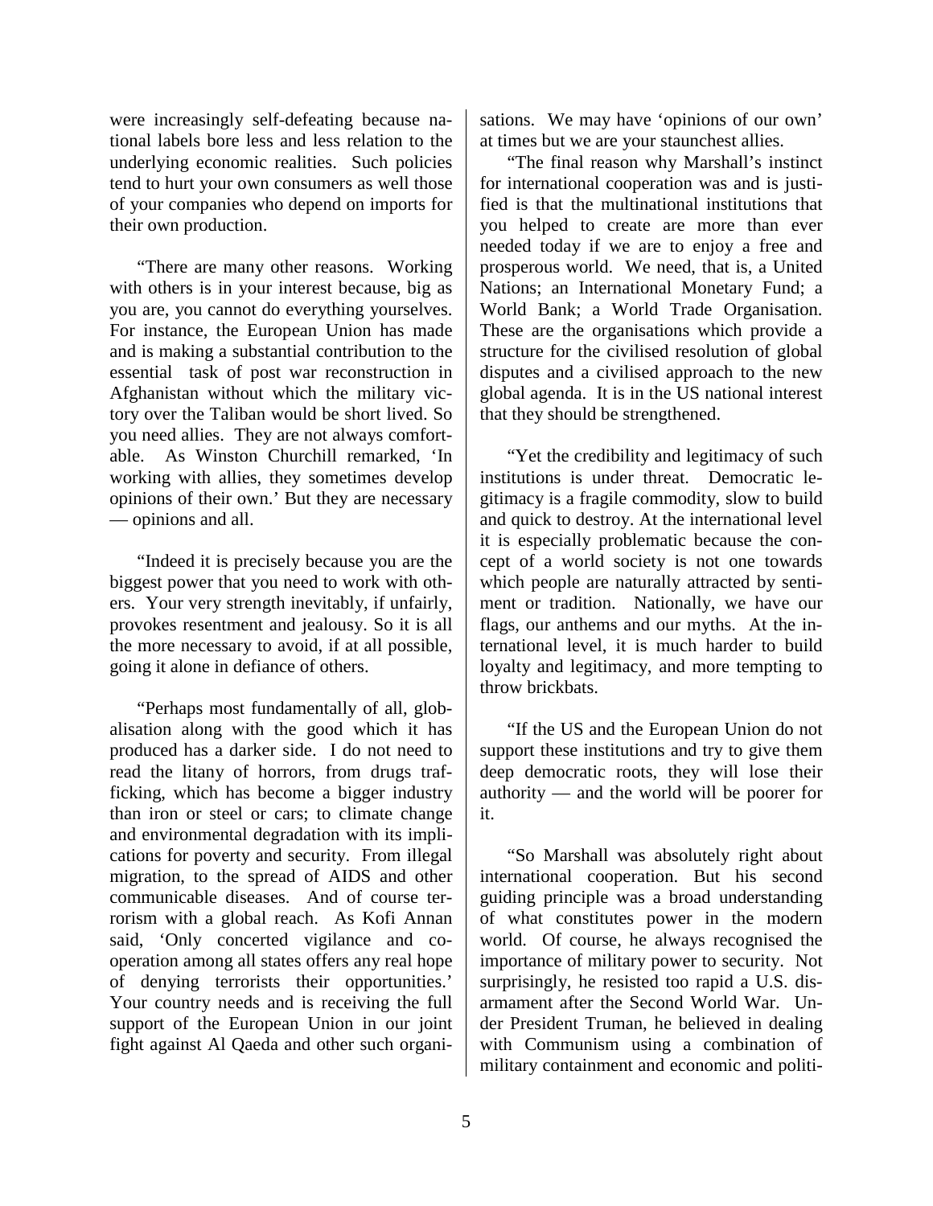were increasingly self-defeating because national labels bore less and less relation to the underlying economic realities. Such policies tend to hurt your own consumers as well those of your companies who depend on imports for their own production.

"There are many other reasons. Working with others is in your interest because, big as you are, you cannot do everything yourselves. For instance, the European Union has made and is making a substantial contribution to the essential task of post war reconstruction in Afghanistan without which the military victory over the Taliban would be short lived. So you need allies. They are not always comfortable. As Winston Churchill remarked, 'In working with allies, they sometimes develop opinions of their own.' But they are necessary — opinions and all.

"Indeed it is precisely because you are the biggest power that you need to work with others. Your very strength inevitably, if unfairly, provokes resentment and jealousy. So it is all the more necessary to avoid, if at all possible, going it alone in defiance of others.

"Perhaps most fundamentally of all, globalisation along with the good which it has produced has a darker side. I do not need to read the litany of horrors, from drugs trafficking, which has become a bigger industry than iron or steel or cars; to climate change and environmental degradation with its implications for poverty and security. From illegal migration, to the spread of AIDS and other communicable diseases. And of course terrorism with a global reach. As Kofi Annan said, 'Only concerted vigilance and cooperation among all states offers any real hope of denying terrorists their opportunities.' Your country needs and is receiving the full support of the European Union in our joint fight against Al Qaeda and other such organisations. We may have 'opinions of our own' at times but we are your staunchest allies.

"The final reason why Marshall's instinct for international cooperation was and is justified is that the multinational institutions that you helped to create are more than ever needed today if we are to enjoy a free and prosperous world. We need, that is, a United Nations; an International Monetary Fund; a World Bank; a World Trade Organisation. These are the organisations which provide a structure for the civilised resolution of global disputes and a civilised approach to the new global agenda. It is in the US national interest that they should be strengthened.

"Yet the credibility and legitimacy of such institutions is under threat. Democratic legitimacy is a fragile commodity, slow to build and quick to destroy. At the international level it is especially problematic because the concept of a world society is not one towards which people are naturally attracted by sentiment or tradition. Nationally, we have our flags, our anthems and our myths. At the international level, it is much harder to build loyalty and legitimacy, and more tempting to throw brickbats.

"If the US and the European Union do not support these institutions and try to give them deep democratic roots, they will lose their authority — and the world will be poorer for it.

"So Marshall was absolutely right about international cooperation. But his second guiding principle was a broad understanding of what constitutes power in the modern world. Of course, he always recognised the importance of military power to security. Not surprisingly, he resisted too rapid a U.S. disarmament after the Second World War. Under President Truman, he believed in dealing with Communism using a combination of military containment and economic and politi-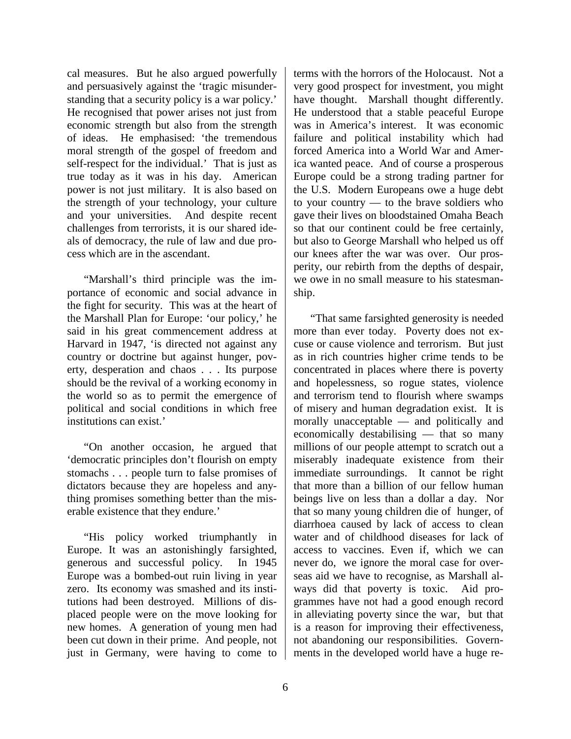cal measures. But he also argued powerfully and persuasively against the 'tragic misunderstanding that a security policy is a war policy.' He recognised that power arises not just from economic strength but also from the strength of ideas. He emphasised: 'the tremendous moral strength of the gospel of freedom and self-respect for the individual.' That is just as true today as it was in his day. American power is not just military. It is also based on the strength of your technology, your culture and your universities. And despite recent challenges from terrorists, it is our shared ideals of democracy, the rule of law and due process which are in the ascendant.

"Marshall's third principle was the importance of economic and social advance in the fight for security. This was at the heart of the Marshall Plan for Europe: 'our policy,' he said in his great commencement address at Harvard in 1947, 'is directed not against any country or doctrine but against hunger, poverty, desperation and chaos . . . Its purpose should be the revival of a working economy in the world so as to permit the emergence of political and social conditions in which free institutions can exist.'

"On another occasion, he argued that 'democratic principles don't flourish on empty stomachs . . . people turn to false promises of dictators because they are hopeless and anything promises something better than the miserable existence that they endure.'

"His policy worked triumphantly in Europe. It was an astonishingly farsighted, generous and successful policy. In 1945 Europe was a bombed-out ruin living in year zero. Its economy was smashed and its institutions had been destroyed. Millions of displaced people were on the move looking for new homes. A generation of young men had been cut down in their prime. And people, not just in Germany, were having to come to terms with the horrors of the Holocaust. Not a very good prospect for investment, you might have thought. Marshall thought differently. He understood that a stable peaceful Europe was in America's interest. It was economic failure and political instability which had forced America into a World War and America wanted peace. And of course a prosperous Europe could be a strong trading partner for the U.S. Modern Europeans owe a huge debt to your country — to the brave soldiers who gave their lives on bloodstained Omaha Beach so that our continent could be free certainly, but also to George Marshall who helped us off our knees after the war was over. Our prosperity, our rebirth from the depths of despair, we owe in no small measure to his statesmanship.

"That same farsighted generosity is needed more than ever today. Poverty does not excuse or cause violence and terrorism. But just as in rich countries higher crime tends to be concentrated in places where there is poverty and hopelessness, so rogue states, violence and terrorism tend to flourish where swamps of misery and human degradation exist. It is morally unacceptable — and politically and economically destabilising — that so many millions of our people attempt to scratch out a miserably inadequate existence from their immediate surroundings. It cannot be right that more than a billion of our fellow human beings live on less than a dollar a day. Nor that so many young children die of hunger, of diarrhoea caused by lack of access to clean water and of childhood diseases for lack of access to vaccines. Even if, which we can never do, we ignore the moral case for overseas aid we have to recognise, as Marshall always did that poverty is toxic. Aid programmes have not had a good enough record in alleviating poverty since the war, but that is a reason for improving their effectiveness, not abandoning our responsibilities. Governments in the developed world have a huge re-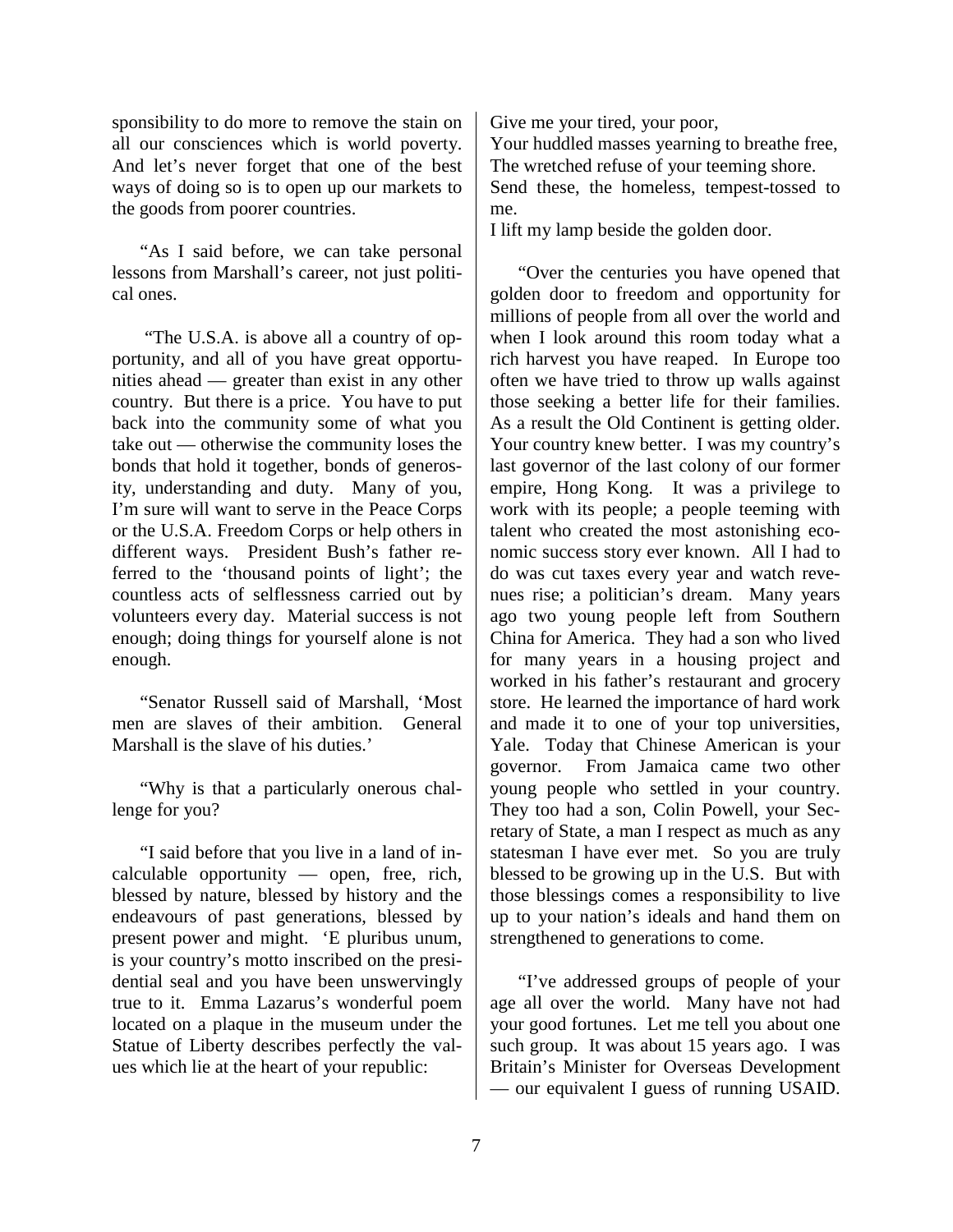sponsibility to do more to remove the stain on all our consciences which is world poverty. And let's never forget that one of the best ways of doing so is to open up our markets to the goods from poorer countries.

"As I said before, we can take personal lessons from Marshall's career, not just political ones.

"The U.S.A. is above all a country of opportunity, and all of you have great opportunities ahead — greater than exist in any other country. But there is a price. You have to put back into the community some of what you take out — otherwise the community loses the bonds that hold it together, bonds of generosity, understanding and duty. Many of you, I'm sure will want to serve in the Peace Corps or the U.S.A. Freedom Corps or help others in different ways. President Bush's father referred to the 'thousand points of light'; the countless acts of selflessness carried out by volunteers every day. Material success is not enough; doing things for yourself alone is not enough.

"Senator Russell said of Marshall, 'Most men are slaves of their ambition. General Marshall is the slave of his duties.'

"Why is that a particularly onerous challenge for you?

"I said before that you live in a land of incalculable opportunity — open, free, rich, blessed by nature, blessed by history and the endeavours of past generations, blessed by present power and might. 'E pluribus unum, is your country's motto inscribed on the presidential seal and you have been unswervingly true to it. Emma Lazarus's wonderful poem located on a plaque in the museum under the Statue of Liberty describes perfectly the values which lie at the heart of your republic:

Give me your tired, your poor,
Your huddled masses yearning to breathe free,
The wretched refuse of your teeming shore.
Send these, the homeless, tempest-tossed to me.
I lift my lamp beside the golden door.

"Over the centuries you have opened that golden door to freedom and opportunity for millions of people from all over the world and when I look around this room today what a rich harvest you have reaped. In Europe too often we have tried to throw up walls against those seeking a better life for their families. As a result the Old Continent is getting older. Your country knew better. I was my country's last governor of the last colony of our former empire, Hong Kong. It was a privilege to work with its people; a people teeming with talent who created the most astonishing economic success story ever known. All I had to do was cut taxes every year and watch revenues rise; a politician's dream. Many years ago two young people left from Southern China for America. They had a son who lived for many years in a housing project and worked in his father's restaurant and grocery store. He learned the importance of hard work and made it to one of your top universities, Yale. Today that Chinese American is your governor. From Jamaica came two other young people who settled in your country. They too had a son, Colin Powell, your Secretary of State, a man I respect as much as any statesman I have ever met. So you are truly blessed to be growing up in the U.S. But with those blessings comes a responsibility to live up to your nation's ideals and hand them on strengthened to generations to come.

"I've addressed groups of people of your age all over the world. Many have not had your good fortunes. Let me tell you about one such group. It was about 15 years ago. I was Britain's Minister for Overseas Development — our equivalent I guess of running USAID.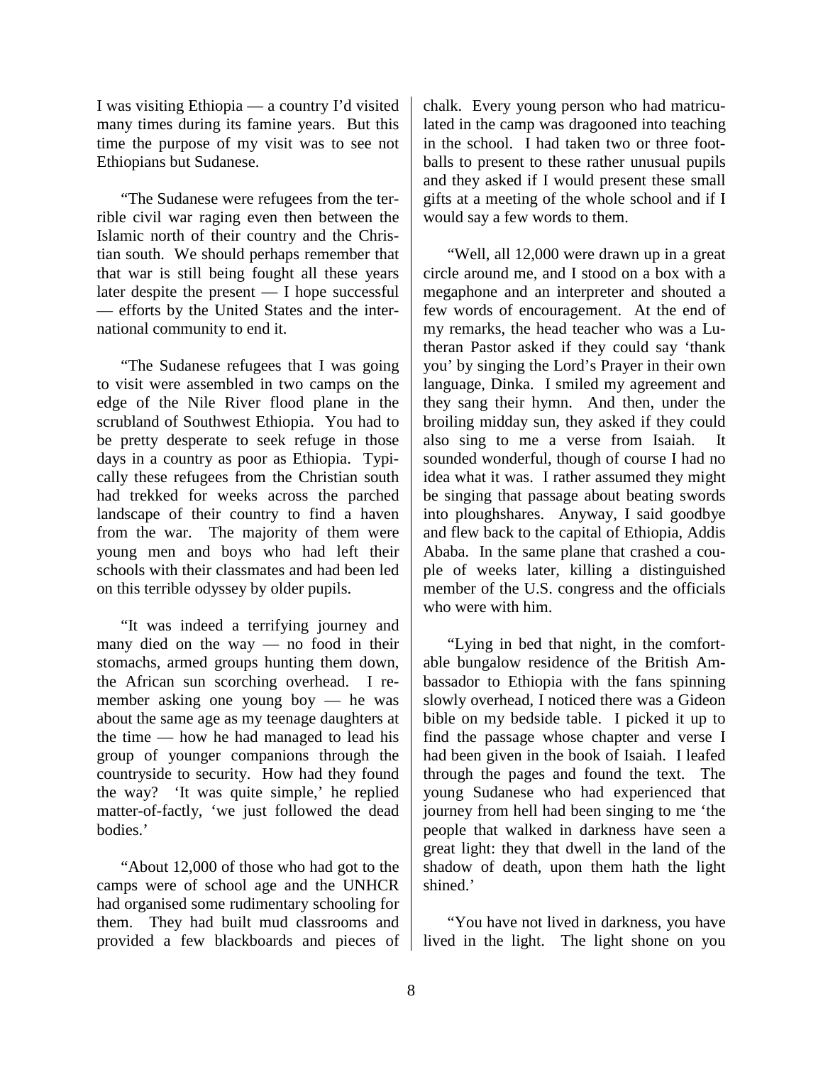I was visiting Ethiopia — a country I'd visited many times during its famine years. But this time the purpose of my visit was to see not Ethiopians but Sudanese.

"The Sudanese were refugees from the terrible civil war raging even then between the Islamic north of their country and the Christian south. We should perhaps remember that that war is still being fought all these years later despite the present — I hope successful — efforts by the United States and the international community to end it.

"The Sudanese refugees that I was going to visit were assembled in two camps on the edge of the Nile River flood plane in the scrubland of Southwest Ethiopia. You had to be pretty desperate to seek refuge in those days in a country as poor as Ethiopia. Typically these refugees from the Christian south had trekked for weeks across the parched landscape of their country to find a haven from the war. The majority of them were young men and boys who had left their schools with their classmates and had been led on this terrible odyssey by older pupils.

"It was indeed a terrifying journey and many died on the way — no food in their stomachs, armed groups hunting them down, the African sun scorching overhead. I remember asking one young boy — he was about the same age as my teenage daughters at the time — how he had managed to lead his group of younger companions through the countryside to security. How had they found the way? 'It was quite simple,' he replied matter-of-factly, 'we just followed the dead bodies.'

"About 12,000 of those who had got to the camps were of school age and the UNHCR had organised some rudimentary schooling for them. They had built mud classrooms and provided a few blackboards and pieces of chalk. Every young person who had matriculated in the camp was dragooned into teaching in the school. I had taken two or three footballs to present to these rather unusual pupils and they asked if I would present these small gifts at a meeting of the whole school and if I would say a few words to them.

"Well, all 12,000 were drawn up in a great circle around me, and I stood on a box with a megaphone and an interpreter and shouted a few words of encouragement. At the end of my remarks, the head teacher who was a Lutheran Pastor asked if they could say 'thank you' by singing the Lord's Prayer in their own language, Dinka. I smiled my agreement and they sang their hymn. And then, under the broiling midday sun, they asked if they could also sing to me a verse from Isaiah. It sounded wonderful, though of course I had no idea what it was. I rather assumed they might be singing that passage about beating swords into ploughshares. Anyway, I said goodbye and flew back to the capital of Ethiopia, Addis Ababa. In the same plane that crashed a couple of weeks later, killing a distinguished member of the U.S. congress and the officials who were with him.

"Lying in bed that night, in the comfortable bungalow residence of the British Ambassador to Ethiopia with the fans spinning slowly overhead, I noticed there was a Gideon bible on my bedside table. I picked it up to find the passage whose chapter and verse I had been given in the book of Isaiah. I leafed through the pages and found the text. The young Sudanese who had experienced that journey from hell had been singing to me 'the people that walked in darkness have seen a great light: they that dwell in the land of the shadow of death, upon them hath the light shined.'

"You have not lived in darkness, you have lived in the light. The light shone on you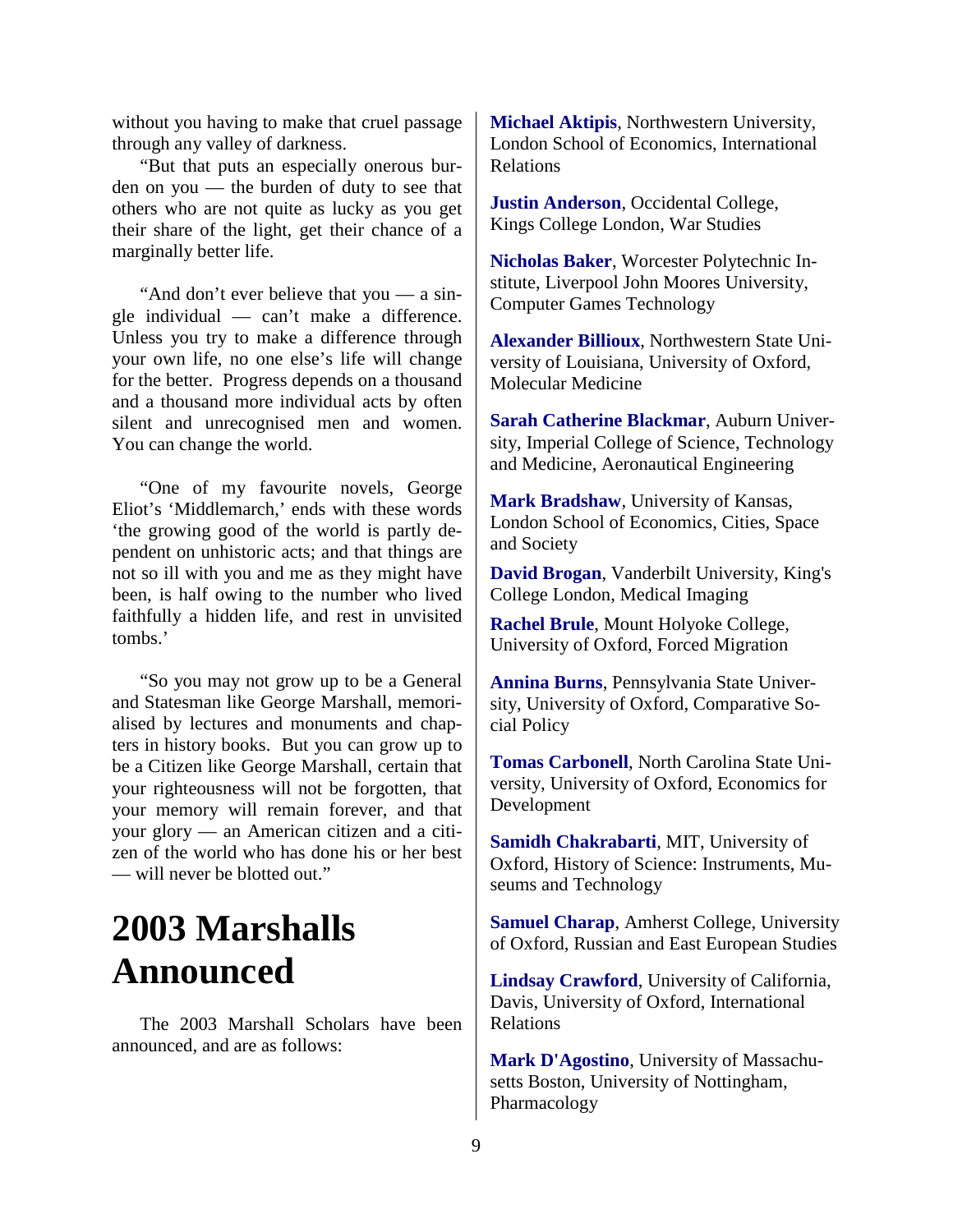without you having to make that cruel passage through any valley of darkness.

"But that puts an especially onerous burden on you — the burden of duty to see that others who are not quite as lucky as you get their share of the light, get their chance of a marginally better life.

"And don't ever believe that you — a single individual — can't make a difference. Unless you try to make a difference through your own life, no one else's life will change for the better. Progress depends on a thousand and a thousand more individual acts by often silent and unrecognised men and women. You can change the world.

"One of my favourite novels, George Eliot's 'Middlemarch,' ends with these words 'the growing good of the world is partly dependent on unhistoric acts; and that things are not so ill with you and me as they might have been, is half owing to the number who lived faithfully a hidden life, and rest in unvisited tombs.'

"So you may not grow up to be a General and Statesman like George Marshall, memorialised by lectures and monuments and chapters in history books. But you can grow up to be a Citizen like George Marshall, certain that your righteousness will not be forgotten, that your memory will remain forever, and that your glory — an American citizen and a citizen of the world who has done his or her best — will never be blotted out."

# 2003 Marshalls Announced

The 2003 Marshall Scholars have been announced, and are as follows:

**Michael Aktipis**, Northwestern University, London School of Economics, International Relations

**Justin Anderson**, Occidental College, Kings College London, War Studies

**Nicholas Baker**, Worcester Polytechnic Institute, Liverpool John Moores University, Computer Games Technology

**Alexander Billioux**, Northwestern State University of Louisiana, University of Oxford, Molecular Medicine

**Sarah Catherine Blackmar**, Auburn University, Imperial College of Science, Technology and Medicine, Aeronautical Engineering

**Mark Bradshaw**, University of Kansas, London School of Economics, Cities, Space and Society

**David Brogan**, Vanderbilt University, King's College London, Medical Imaging

**Rachel Brule**, Mount Holyoke College, University of Oxford, Forced Migration

**Annina Burns**, Pennsylvania State University, University of Oxford, Comparative Social Policy

**Tomas Carbonell**, North Carolina State University, University of Oxford, Economics for Development

**Samidh Chakrabarti**, MIT, University of Oxford, History of Science: Instruments, Museums and Technology

**Samuel Charap**, Amherst College, University of Oxford, Russian and East European Studies

**Lindsay Crawford**, University of California, Davis, University of Oxford, International Relations

**Mark D'Agostino**, University of Massachusetts Boston, University of Nottingham, Pharmacology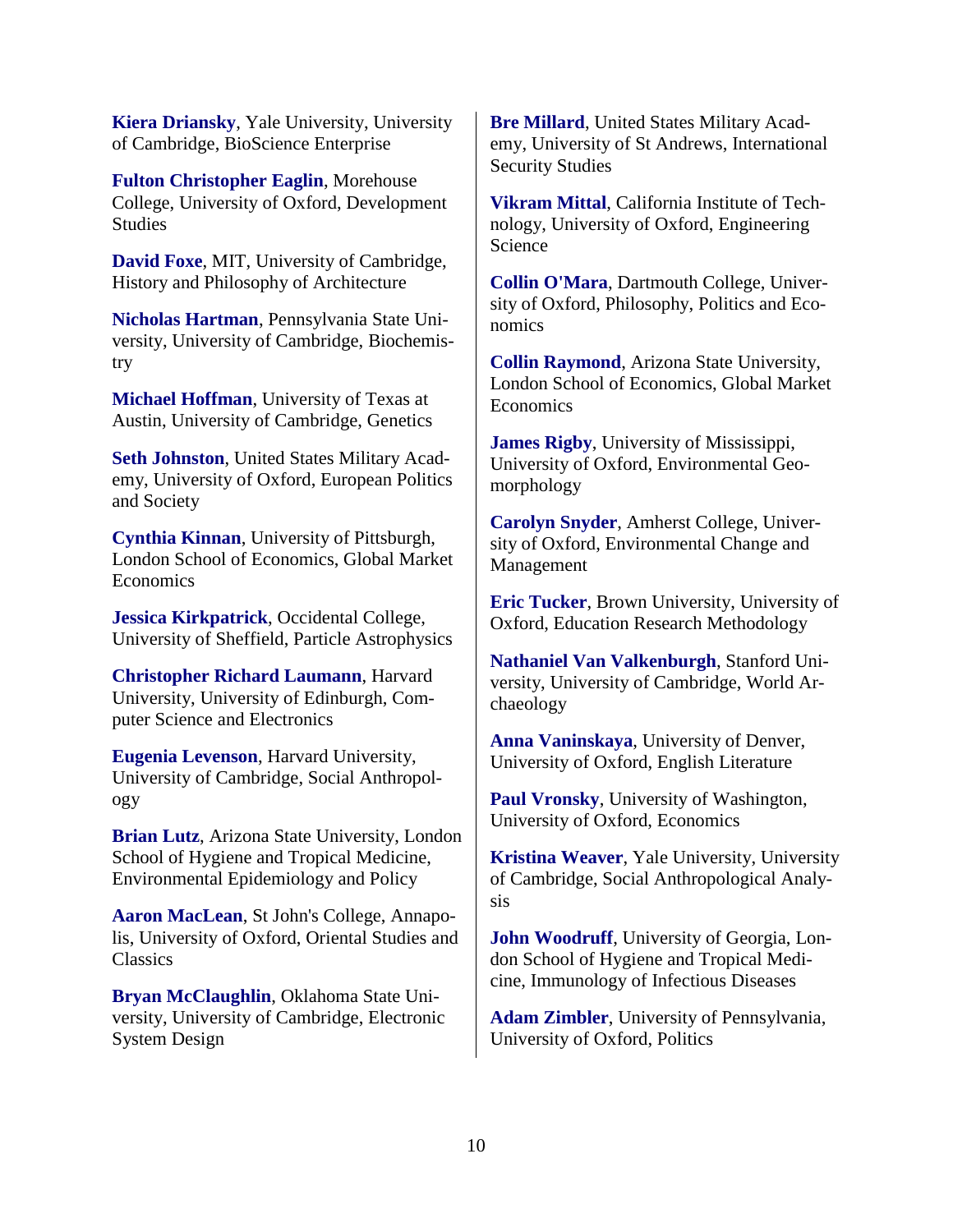**Kiera Driansky**, Yale University, University of Cambridge, BioScience Enterprise

**Fulton Christopher Eaglin**, Morehouse College, University of Oxford, Development Studies

**David Foxe**, MIT, University of Cambridge, History and Philosophy of Architecture

**Nicholas Hartman**, Pennsylvania State University, University of Cambridge, Biochemistry

**Michael Hoffman**, University of Texas at Austin, University of Cambridge, Genetics

**Seth Johnston**, United States Military Academy, University of Oxford, European Politics and Society

**Cynthia Kinnan**, University of Pittsburgh, London School of Economics, Global Market Economics

**Jessica Kirkpatrick**, Occidental College, University of Sheffield, Particle Astrophysics

**Christopher Richard Laumann**, Harvard University, University of Edinburgh, Computer Science and Electronics

**Eugenia Levenson**, Harvard University, University of Cambridge, Social Anthropology

**Brian Lutz**, Arizona State University, London School of Hygiene and Tropical Medicine, Environmental Epidemiology and Policy

**Aaron MacLean**, St John's College, Annapolis, University of Oxford, Oriental Studies and Classics

**Bryan McClaughlin**, Oklahoma State University, University of Cambridge, Electronic System Design

**Bre Millard**, United States Military Academy, University of St Andrews, International Security Studies

**Vikram Mittal**, California Institute of Technology, University of Oxford, Engineering Science

**Collin O'Mara**, Dartmouth College, University of Oxford, Philosophy, Politics and Economics

**Collin Raymond**, Arizona State University, London School of Economics, Global Market Economics

**James Rigby**, University of Mississippi, University of Oxford, Environmental Geomorphology

**Carolyn Snyder**, Amherst College, University of Oxford, Environmental Change and Management

**Eric Tucker**, Brown University, University of Oxford, Education Research Methodology

**Nathaniel Van Valkenburgh**, Stanford University, University of Cambridge, World Archaeology

**Anna Vaninskaya**, University of Denver, University of Oxford, English Literature

**Paul Vronsky**, University of Washington, University of Oxford, Economics

**Kristina Weaver**, Yale University, University of Cambridge, Social Anthropological Analysis

**John Woodruff**, University of Georgia, London School of Hygiene and Tropical Medicine, Immunology of Infectious Diseases

**Adam Zimbler**, University of Pennsylvania, University of Oxford, Politics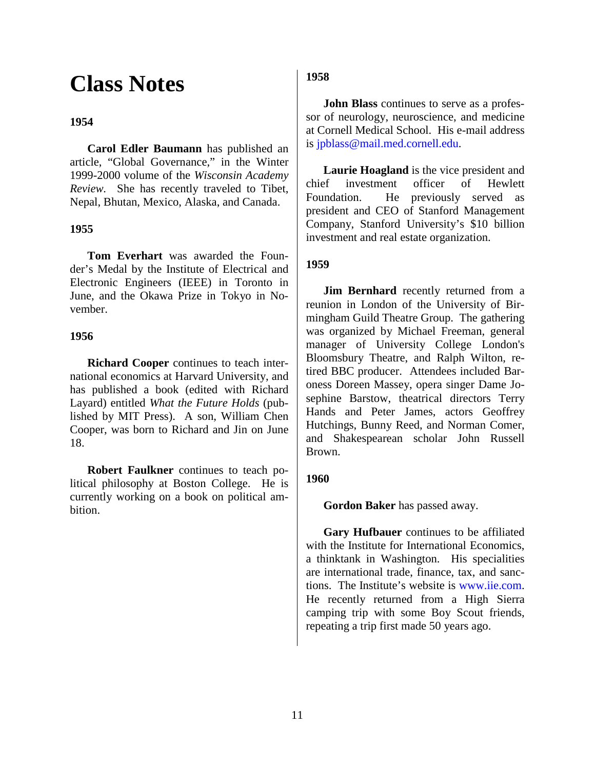# Class Notes

### 1954

**Carol Edler Baumann** has published an article, “Global Governance,” in the Winter 1999-2000 volume of the *Wisconsin Academy Review*. She has recently traveled to Tibet, Nepal, Bhutan, Mexico, Alaska, and Canada.

### 1955

**Tom Everhart** was awarded the Founder’s Medal by the Institute of Electrical and Electronic Engineers (IEEE) in Toronto in June, and the Okawa Prize in Tokyo in November.

### 1956

**Richard Cooper** continues to teach international economics at Harvard University, and has published a book (edited with Richard Layard) entitled *What the Future Holds* (published by MIT Press). A son, William Chen Cooper, was born to Richard and Jin on June 18.

**Robert Faulkner** continues to teach political philosophy at Boston College. He is currently working on a book on political ambition.

### 1958

**John Blass** continues to serve as a professor of neurology, neuroscience, and medicine at Cornell Medical School. His e-mail address is jpblass@mail.med.cornell.edu.

**Laurie Hoagland** is the vice president and chief investment officer of Hewlett Foundation. He previously served as president and CEO of Stanford Management Company, Stanford University’s $10 billion investment and real estate organization.

### 1959

**Jim Bernhard** recently returned from a reunion in London of the University of Birmingham Guild Theatre Group. The gathering was organized by Michael Freeman, general manager of University College London's Bloomsbury Theatre, and Ralph Wilton, retired BBC producer. Attendees included Baroness Doreen Massey, opera singer Dame Josephine Barstow, theatrical directors Terry Hands and Peter James, actors Geoffrey Hutchings, Bunny Reed, and Norman Comer, and Shakespearean scholar John Russell Brown.

### 1960

**Gordon Baker** has passed away.

**Gary Hufbauer** continues to be affiliated with the Institute for International Economics, a thinktank in Washington. His specialities are international trade, finance, tax, and sanctions. The Institute’s website is www.iie.com. He recently returned from a High Sierra camping trip with some Boy Scout friends, repeating a trip first made 50 years ago.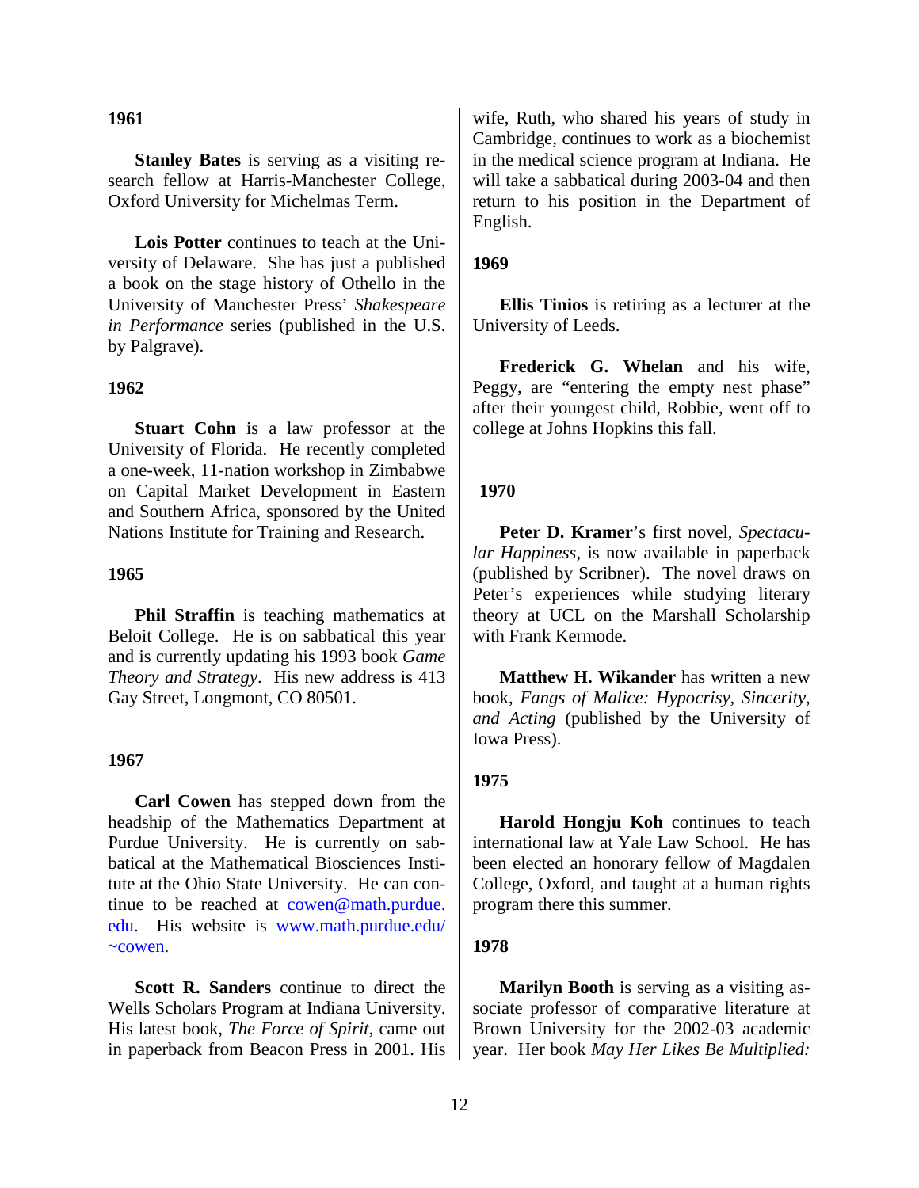**1961**

**Stanley Bates** is serving as a visiting research fellow at Harris-Manchester College, Oxford University for Michelmas Term.

**Lois Potter** continues to teach at the University of Delaware. She has just a published a book on the stage history of Othello in the University of Manchester Press' *Shakespeare in Performance* series (published in the U.S. by Palgrave).

**1962**

**Stuart Cohn** is a law professor at the University of Florida. He recently completed a one-week, 11-nation workshop in Zimbabwe on Capital Market Development in Eastern and Southern Africa, sponsored by the United Nations Institute for Training and Research.

**1965**

**Phil Straffin** is teaching mathematics at Beloit College. He is on sabbatical this year and is currently updating his 1993 book *Game Theory and Strategy*. His new address is 413 Gay Street, Longmont, CO 80501.

**1967**

**Carl Cowen** has stepped down from the headship of the Mathematics Department at Purdue University. He is currently on sabbatical at the Mathematical Biosciences Institute at the Ohio State University. He can continue to be reached at cowen@math.purdue.edu. His website is www.math.purdue.edu/~cowen.

**Scott R. Sanders** continue to direct the Wells Scholars Program at Indiana University. His latest book, *The Force of Spirit*, came out in paperback from Beacon Press in 2001. His wife, Ruth, who shared his years of study in Cambridge, continues to work as a biochemist in the medical science program at Indiana. He will take a sabbatical during 2003-04 and then return to his position in the Department of English.

**1969**

**Ellis Tinios** is retiring as a lecturer at the University of Leeds.

**Frederick G. Whelan** and his wife, Peggy, are "entering the empty nest phase" after their youngest child, Robbie, went off to college at Johns Hopkins this fall.

**1970**

**Peter D. Kramer**'s first novel, *Spectacular Happiness*, is now available in paperback (published by Scribner). The novel draws on Peter's experiences while studying literary theory at UCL on the Marshall Scholarship with Frank Kermode.

**Matthew H. Wikander** has written a new book, *Fangs of Malice: Hypocrisy, Sincerity, and Acting* (published by the University of Iowa Press).

**1975**

**Harold Hongju Koh** continues to teach international law at Yale Law School. He has been elected an honorary fellow of Magdalen College, Oxford, and taught at a human rights program there this summer.

**1978**

**Marilyn Booth** is serving as a visiting associate professor of comparative literature at Brown University for the 2002-03 academic year. Her book *May Her Likes Be Multiplied:*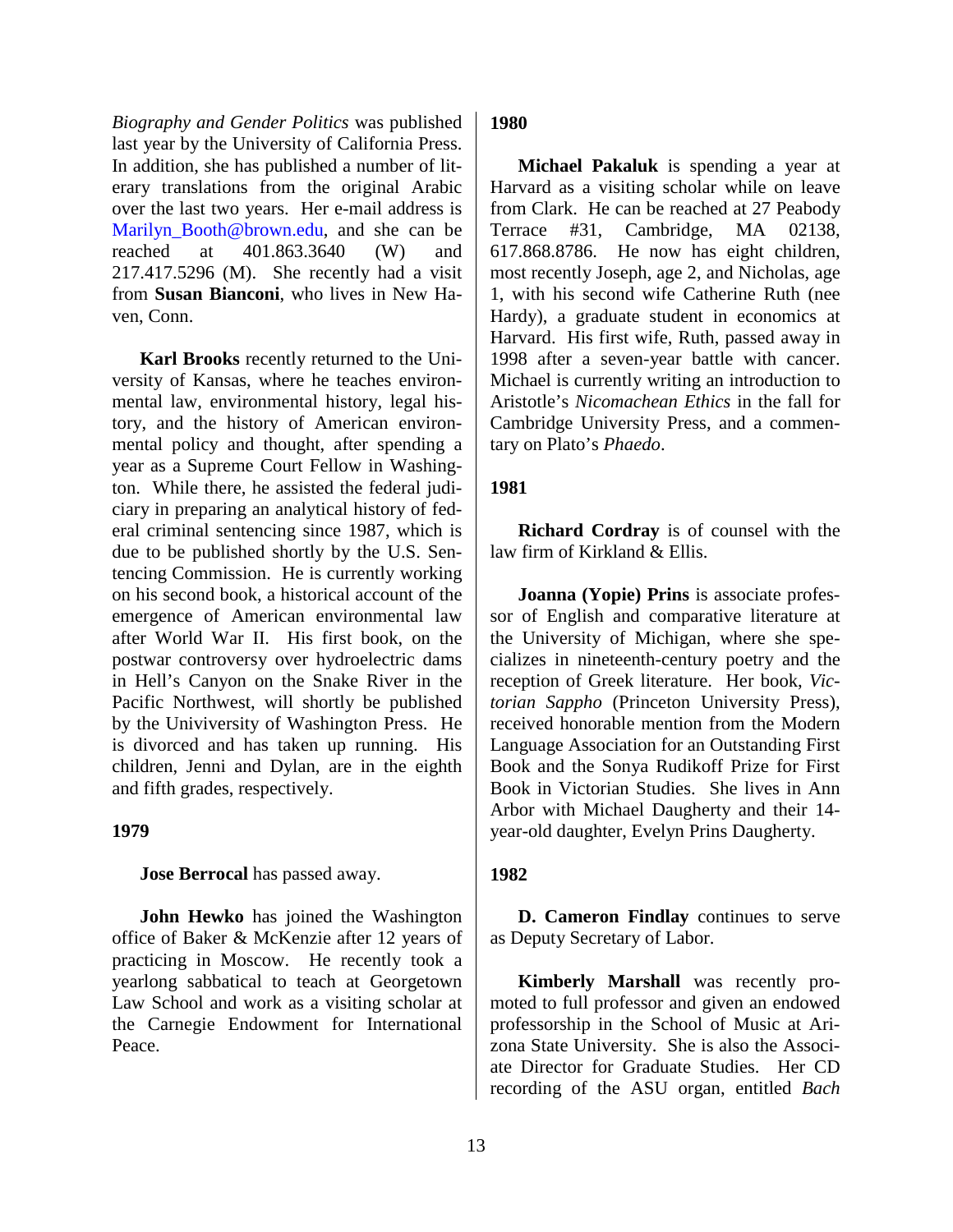*Biography and Gender Politics* was published last year by the University of California Press. In addition, she has published a number of literary translations from the original Arabic over the last two years. Her e-mail address is Marilyn_Booth@brown.edu, and she can be reached at 401.863.3640 (W) and 217.417.5296 (M). She recently had a visit from **Susan Bianconi**, who lives in New Haven, Conn.

**Karl Brooks** recently returned to the University of Kansas, where he teaches environmental law, environmental history, legal history, and the history of American environmental policy and thought, after spending a year as a Supreme Court Fellow in Washington. While there, he assisted the federal judiciary in preparing an analytical history of federal criminal sentencing since 1987, which is due to be published shortly by the U.S. Sentencing Commission. He is currently working on his second book, a historical account of the emergence of American environmental law after World War II. His first book, on the postwar controversy over hydroelectric dams in Hell's Canyon on the Snake River in the Pacific Northwest, will shortly be published by the Univiversity of Washington Press. He is divorced and has taken up running. His children, Jenni and Dylan, are in the eighth and fifth grades, respectively.

**1979**

**Jose Berrocal** has passed away.

**John Hewko** has joined the Washington office of Baker & McKenzie after 12 years of practicing in Moscow. He recently took a yearlong sabbatical to teach at Georgetown Law School and work as a visiting scholar at the Carnegie Endowment for International Peace.

**1980**

**Michael Pakaluk** is spending a year at Harvard as a visiting scholar while on leave from Clark. He can be reached at 27 Peabody Terrace #31, Cambridge, MA 02138, 617.868.8786. He now has eight children, most recently Joseph, age 2, and Nicholas, age 1, with his second wife Catherine Ruth (nee Hardy), a graduate student in economics at Harvard. His first wife, Ruth, passed away in 1998 after a seven-year battle with cancer. Michael is currently writing an introduction to Aristotle's *Nicomachean Ethics* in the fall for Cambridge University Press, and a commentary on Plato's *Phaedo*.

**1981**

**Richard Cordray** is of counsel with the law firm of Kirkland & Ellis.

**Joanna (Yopie) Prins** is associate professor of English and comparative literature at the University of Michigan, where she specializes in nineteenth-century poetry and the reception of Greek literature. Her book, *Victorian Sappho* (Princeton University Press), received honorable mention from the Modern Language Association for an Outstanding First Book and the Sonya Rudikoff Prize for First Book in Victorian Studies. She lives in Ann Arbor with Michael Daugherty and their 14-year-old daughter, Evelyn Prins Daugherty.

**1982**

**D. Cameron Findlay** continues to serve as Deputy Secretary of Labor.

**Kimberly Marshall** was recently promoted to full professor and given an endowed professorship in the School of Music at Arizona State University. She is also the Associate Director for Graduate Studies. Her CD recording of the ASU organ, entitled *Bach*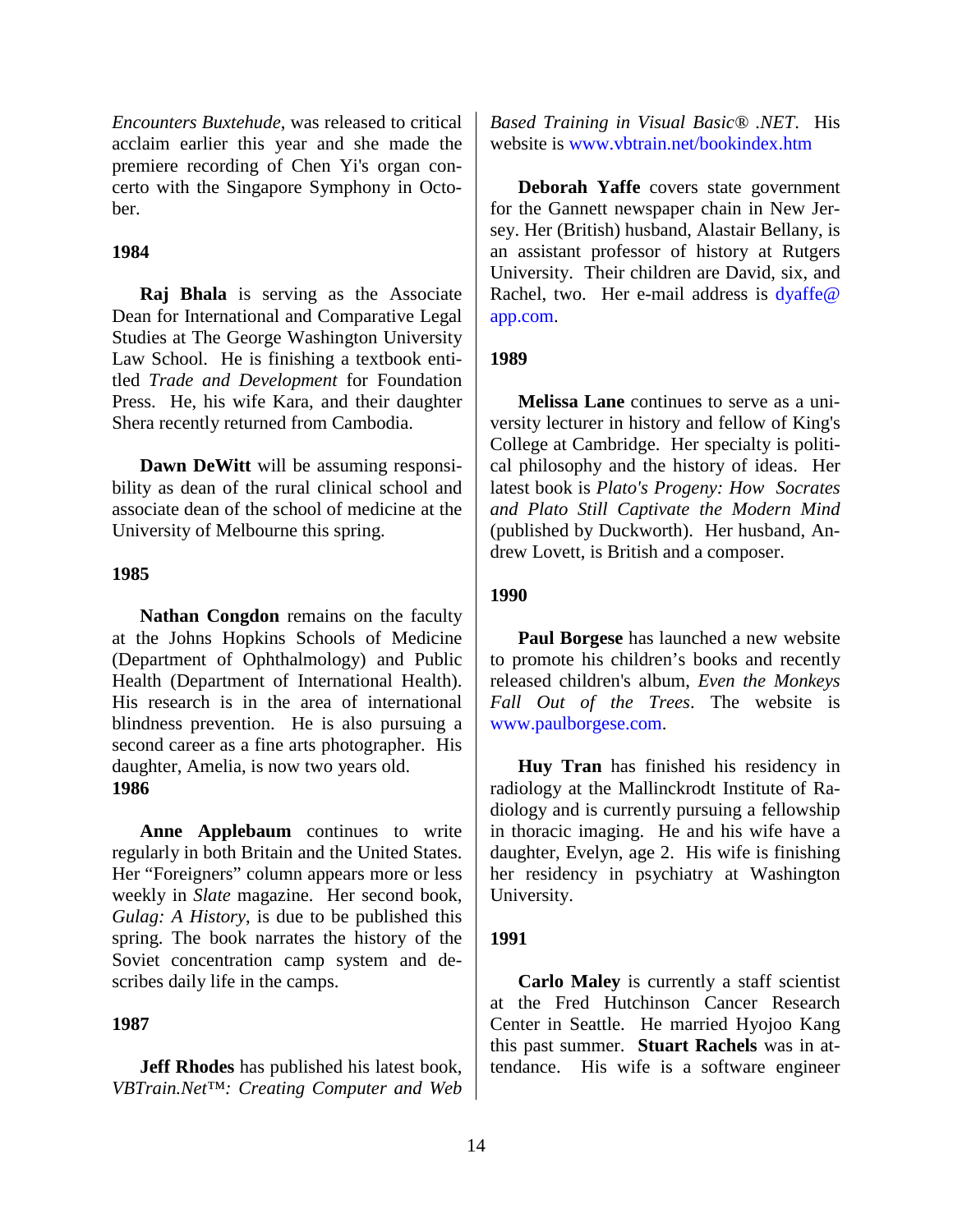*Encounters Buxtehude*, was released to critical acclaim earlier this year and she made the premiere recording of Chen Yi's organ concerto with the Singapore Symphony in October.

**1984**

**Raj Bhala** is serving as the Associate Dean for International and Comparative Legal Studies at The George Washington University Law School. He is finishing a textbook entitled *Trade and Development* for Foundation Press. He, his wife Kara, and their daughter Shera recently returned from Cambodia.

**Dawn DeWitt** will be assuming responsibility as dean of the rural clinical school and associate dean of the school of medicine at the University of Melbourne this spring.

**1985**

**Nathan Congdon** remains on the faculty at the Johns Hopkins Schools of Medicine (Department of Ophthalmology) and Public Health (Department of International Health). His research is in the area of international blindness prevention. He is also pursuing a second career as a fine arts photographer. His daughter, Amelia, is now two years old.

**1986**

**Anne Applebaum** continues to write regularly in both Britain and the United States. Her "Foreigners" column appears more or less weekly in *Slate* magazine. Her second book, *Gulag: A History*, is due to be published this spring. The book narrates the history of the Soviet concentration camp system and describes daily life in the camps.

**1987**

**Jeff Rhodes** has published his latest book, *VBTrain.Net™: Creating Computer and Web Based Training in Visual Basic® .NET*. His website is www.vbtrain.net/bookindex.htm

**Deborah Yaffe** covers state government for the Gannett newspaper chain in New Jersey. Her (British) husband, Alastair Bellany, is an assistant professor of history at Rutgers University. Their children are David, six, and Rachel, two. Her e-mail address is dyaffe@app.com.

**1989**

**Melissa Lane** continues to serve as a university lecturer in history and fellow of King's College at Cambridge. Her specialty is political philosophy and the history of ideas. Her latest book is *Plato's Progeny: How Socrates and Plato Still Captivate the Modern Mind* (published by Duckworth). Her husband, Andrew Lovett, is British and a composer.

**1990**

**Paul Borgese** has launched a new website to promote his children's books and recently released children's album, *Even the Monkeys Fall Out of the Trees*. The website is www.paulborgese.com.

**Huy Tran** has finished his residency in radiology at the Mallinckrodt Institute of Radiology and is currently pursuing a fellowship in thoracic imaging. He and his wife have a daughter, Evelyn, age 2. His wife is finishing her residency in psychiatry at Washington University.

**1991**

**Carlo Maley** is currently a staff scientist at the Fred Hutchinson Cancer Research Center in Seattle. He married Hyojoo Kang this past summer. **Stuart Rachels** was in attendance. His wife is a software engineer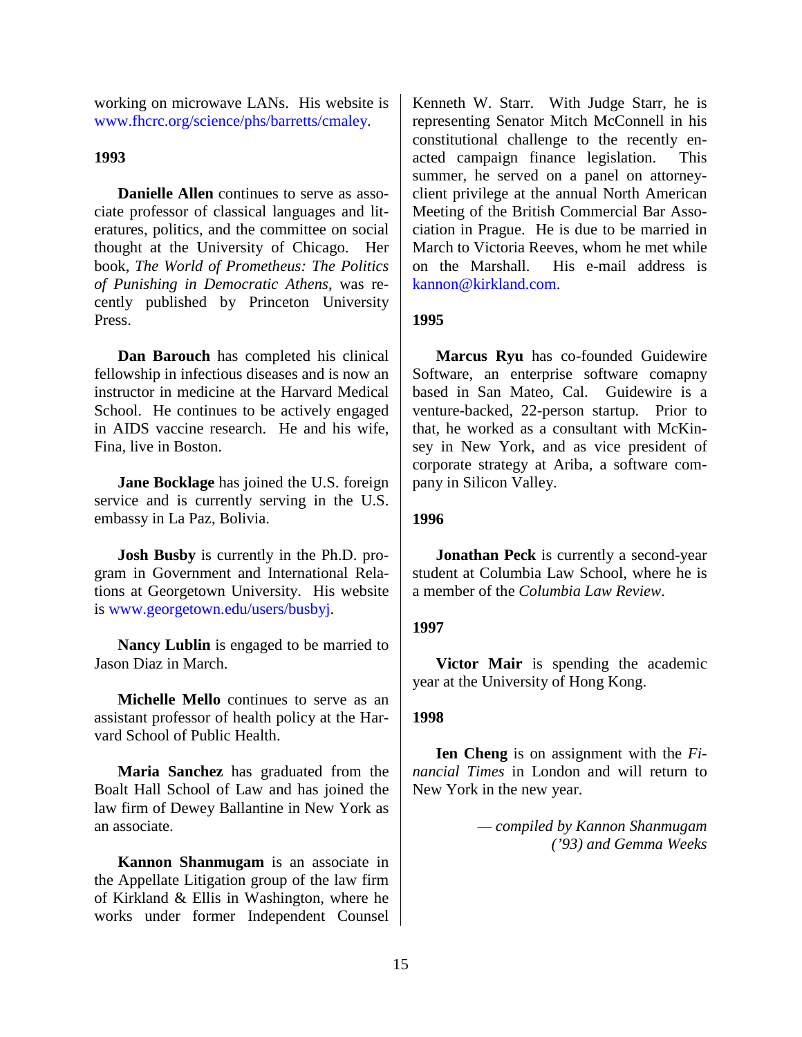working on microwave LANs. His website is www.fhcrc.org/science/phs/barretts/cmaley.

**1993**

**Danielle Allen** continues to serve as associate professor of classical languages and literatures, politics, and the committee on social thought at the University of Chicago. Her book, *The World of Prometheus: The Politics of Punishing in Democratic Athens*, was recently published by Princeton University Press.

**Dan Barouch** has completed his clinical fellowship in infectious diseases and is now an instructor in medicine at the Harvard Medical School. He continues to be actively engaged in AIDS vaccine research. He and his wife, Fina, live in Boston.

**Jane Bocklage** has joined the U.S. foreign service and is currently serving in the U.S. embassy in La Paz, Bolivia.

**Josh Busby** is currently in the Ph.D. program in Government and International Relations at Georgetown University. His website is www.georgetown.edu/users/busbyj.

**Nancy Lublin** is engaged to be married to Jason Diaz in March.

**Michelle Mello** continues to serve as an assistant professor of health policy at the Harvard School of Public Health.

**Maria Sanchez** has graduated from the Boalt Hall School of Law and has joined the law firm of Dewey Ballantine in New York as an associate.

**Kannon Shanmugam** is an associate in the Appellate Litigation group of the law firm of Kirkland & Ellis in Washington, where he works under former Independent Counsel Kenneth W. Starr. With Judge Starr, he is representing Senator Mitch McConnell in his constitutional challenge to the recently enacted campaign finance legislation. This summer, he served on a panel on attorney-client privilege at the annual North American Meeting of the British Commercial Bar Association in Prague. He is due to be married in March to Victoria Reeves, whom he met while on the Marshall. His e-mail address is kannon@kirkland.com.

**1995**

**Marcus Ryu** has co-founded Guidewire Software, an enterprise software comapny based in San Mateo, Cal. Guidewire is a venture-backed, 22-person startup. Prior to that, he worked as a consultant with McKinsey in New York, and as vice president of corporate strategy at Ariba, a software company in Silicon Valley.

**1996**

**Jonathan Peck** is currently a second-year student at Columbia Law School, where he is a member of the *Columbia Law Review*.

**1997**

**Victor Mair** is spending the academic year at the University of Hong Kong.

**1998**

**Ien Cheng** is on assignment with the *Financial Times* in London and will return to New York in the new year.

*— compiled by Kannon Shanmugam ('93) and Gemma Weeks*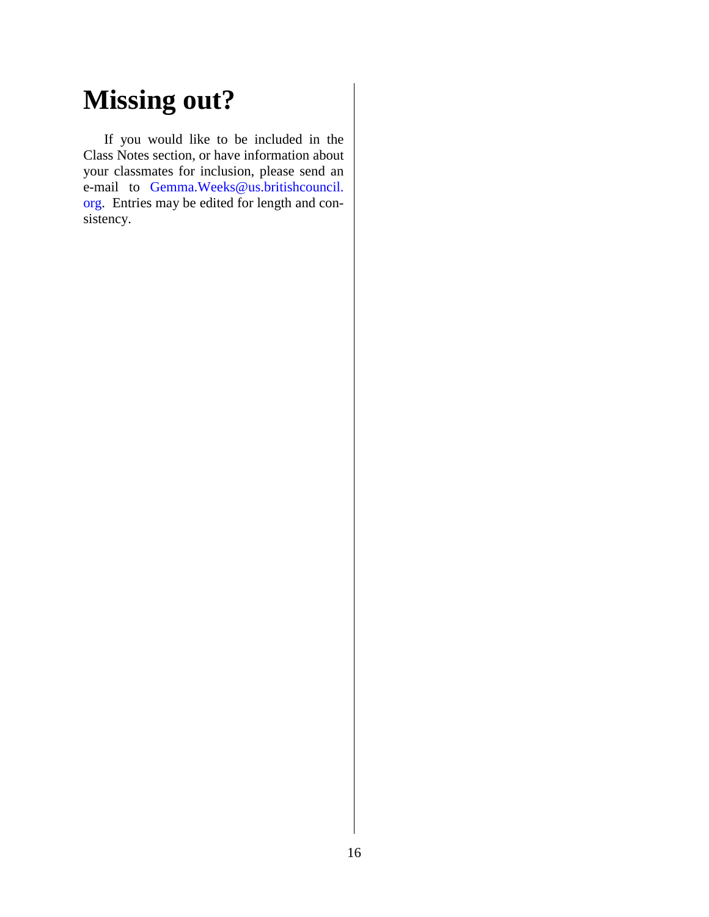# Missing out?

If you would like to be included in the Class Notes section, or have information about your classmates for inclusion, please send an e-mail to Gemma.Weeks@us.britishcouncil.org. Entries may be edited for length and consistency.